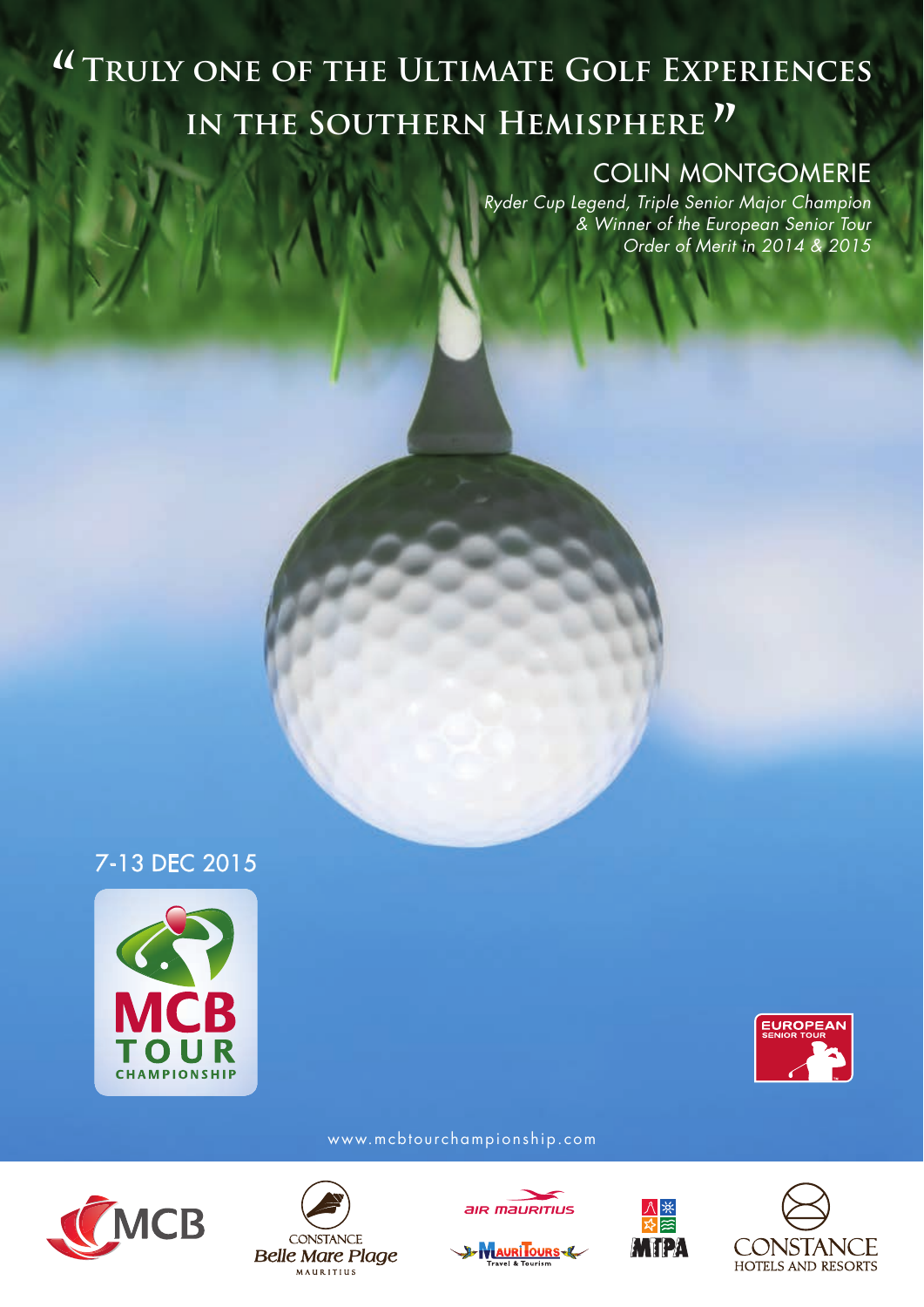# "Truly one of the Ultimate Golf Experiences in the Southern Hemisphere"

COLIN MONTGOMERIE

*Ryder Cup Legend, Triple Senior Major Champion & Winner of the European Senior Tour Order of Merit in 2014 & 2015*

7-13 DEC 2015

MCB TOUR CHAMPIONSHIP

EUROPEAN SENIOR TOUR

www.mcbtourchampionship.com

MCB

CONSTANCE Belle Mare Plage MAURITIUS

air mauritius

MauriTours Travel & Tourism

MTPA

CONSTANCE HOTELS AND RESORTS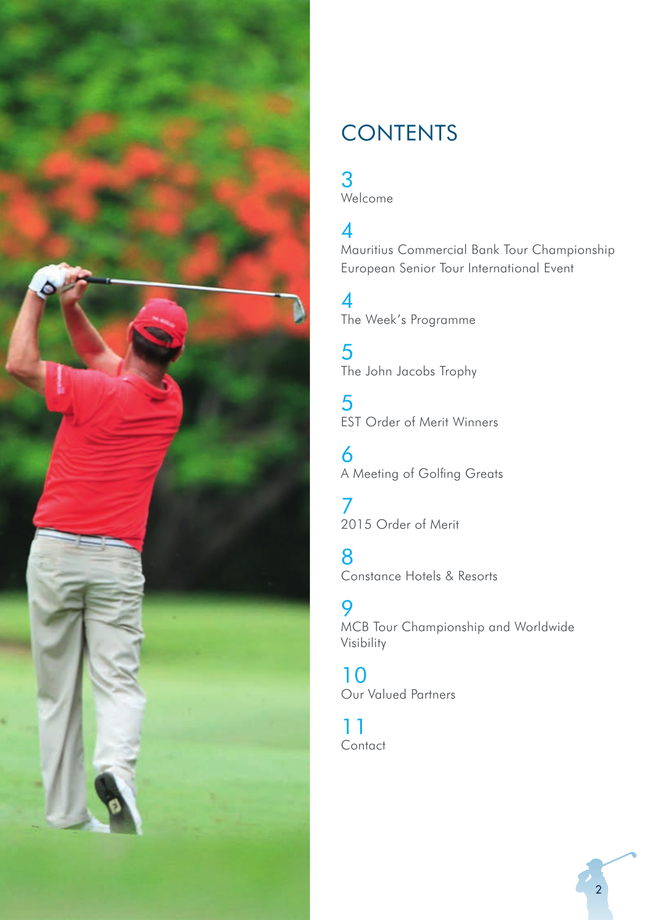# CONTENTS

3
Welcome

4
Mauritius Commercial Bank Tour Championship
European Senior Tour International Event

4
The Week's Programme

5
The John Jacobs Trophy

5
EST Order of Merit Winners

6
A Meeting of Golfing Greats

7
2015 Order of Merit

8
Constance Hotels & Resorts

9
MCB Tour Championship and Worldwide Visibility

10
Our Valued Partners

11
Contact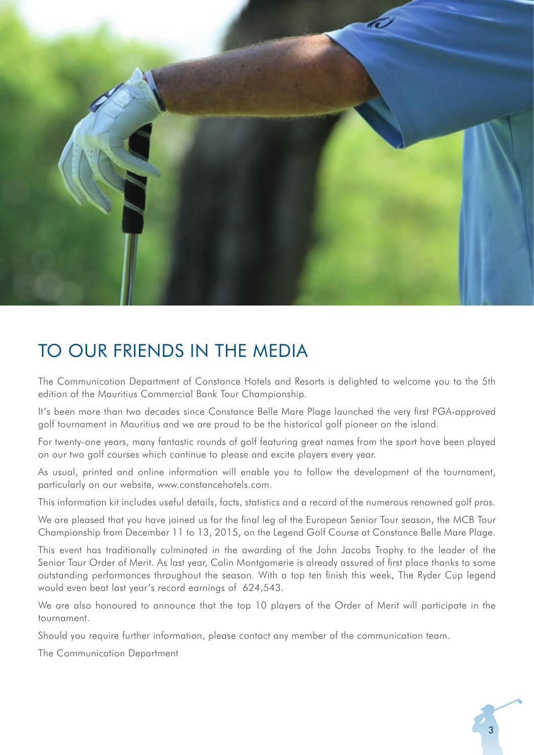# TO OUR FRIENDS IN THE MEDIA

The Communication Department of Constance Hotels and Resorts is delighted to welcome you to the 5th edition of the Mauritius Commercial Bank Tour Championship.

It's been more than two decades since Constance Belle Mare Plage launched the very first PGA-approved golf tournament in Mauritius and we are proud to be the historical golf pioneer on the island.

For twenty-one years, many fantastic rounds of golf featuring great names from the sport have been played on our two golf courses which continue to please and excite players every year.

As usual, printed and online information will enable you to follow the development of the tournament, particularly on our website, www.constancehotels.com.

This information kit includes useful details, facts, statistics and a record of the numerous renowned golf pros.

We are pleased that you have joined us for the final leg of the European Senior Tour season, the MCB Tour Championship from December 11 to 13, 2015, on the Legend Golf Course at Constance Belle Mare Plage.

This event has traditionally culminated in the awarding of the John Jacobs Trophy to the leader of the Senior Tour Order of Merit. As last year, Colin Montgomerie is already assured of first place thanks to some outstanding performances throughout the season. With a top ten finish this week, The Ryder Cup legend would even beat last year's record earnings of 624,543.

We are also honoured to announce that the top 10 players of the Order of Merit will participate in the tournament.

Should you require further information, please contact any member of the communication team.

The Communication Department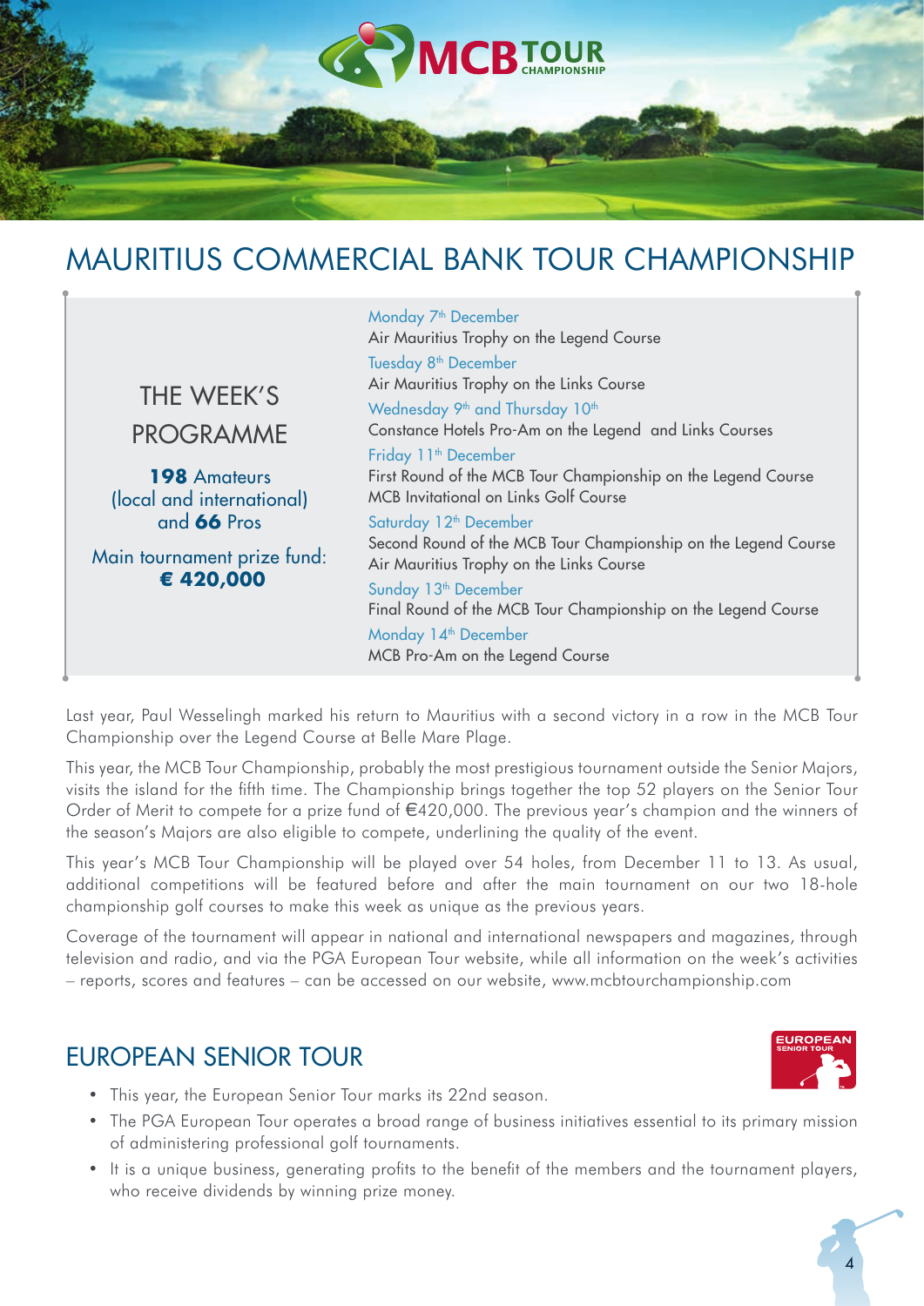# MAURITIUS COMMERCIAL BANK TOUR CHAMPIONSHIP

## THE WEEK'S PROGRAMME

**198** Amateurs (local and international) and **66** Pros

Main tournament prize fund: **€ 420,000**

**Monday 7th December**
Air Mauritius Trophy on the Legend Course

**Tuesday 8th December**
Air Mauritius Trophy on the Links Course

**Wednesday 9th and Thursday 10th**
Constance Hotels Pro-Am on the Legend and Links Courses

**Friday 11th December**
First Round of the MCB Tour Championship on the Legend Course
MCB Invitational on Links Golf Course

**Saturday 12th December**
Second Round of the MCB Tour Championship on the Legend Course
Air Mauritius Trophy on the Links Course

**Sunday 13th December**
Final Round of the MCB Tour Championship on the Legend Course

**Monday 14th December**
MCB Pro-Am on the Legend Course

Last year, Paul Wesselingh marked his return to Mauritius with a second victory in a row in the MCB Tour Championship over the Legend Course at Belle Mare Plage.

This year, the MCB Tour Championship, probably the most prestigious tournament outside the Senior Majors, visits the island for the fifth time. The Championship brings together the top 52 players on the Senior Tour Order of Merit to compete for a prize fund of €420,000. The previous year's champion and the winners of the season's Majors are also eligible to compete, underlining the quality of the event.

This year's MCB Tour Championship will be played over 54 holes, from December 11 to 13. As usual, additional competitions will be featured before and after the main tournament on our two 18-hole championship golf courses to make this week as unique as the previous years.

Coverage of the tournament will appear in national and international newspapers and magazines, through television and radio, and via the PGA European Tour website, while all information on the week's activities – reports, scores and features – can be accessed on our website, www.mcbtourchampionship.com

## EUROPEAN SENIOR TOUR

- This year, the European Senior Tour marks its 22nd season.
- The PGA European Tour operates a broad range of business initiatives essential to its primary mission of administering professional golf tournaments.
- It is a unique business, generating profits to the benefit of the members and the tournament players, who receive dividends by winning prize money.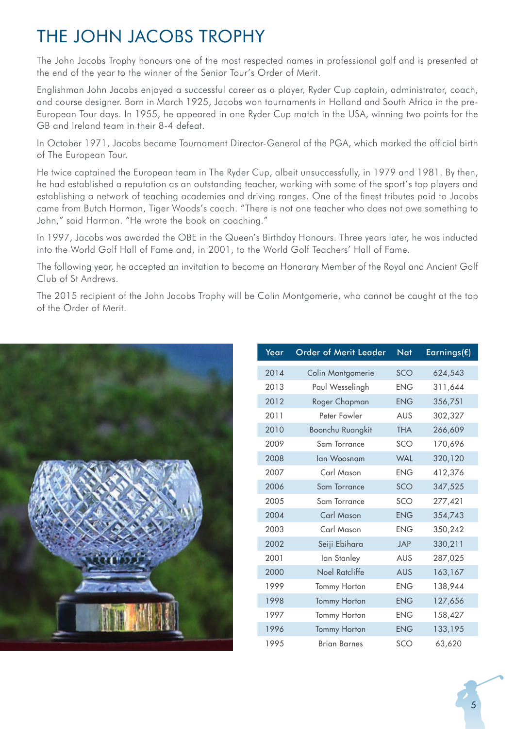# THE JOHN JACOBS TROPHY

The John Jacobs Trophy honours one of the most respected names in professional golf and is presented at the end of the year to the winner of the Senior Tour's Order of Merit.

Englishman John Jacobs enjoyed a successful career as a player, Ryder Cup captain, administrator, coach, and course designer. Born in March 1925, Jacobs won tournaments in Holland and South Africa in the pre-European Tour days. In 1955, he appeared in one Ryder Cup match in the USA, winning two points for the GB and Ireland team in their 8-4 defeat.

In October 1971, Jacobs became Tournament Director-General of the PGA, which marked the official birth of The European Tour.

He twice captained the European team in The Ryder Cup, albeit unsuccessfully, in 1979 and 1981. By then, he had established a reputation as an outstanding teacher, working with some of the sport's top players and establishing a network of teaching academies and driving ranges. One of the finest tributes paid to Jacobs came from Butch Harmon, Tiger Woods's coach. "There is not one teacher who does not owe something to John," said Harmon. "He wrote the book on coaching."

In 1997, Jacobs was awarded the OBE in the Queen's Birthday Honours. Three years later, he was inducted into the World Golf Hall of Fame and, in 2001, to the World Golf Teachers' Hall of Fame.

The following year, he accepted an invitation to become an Honorary Member of the Royal and Ancient Golf Club of St Andrews.

The 2015 recipient of the John Jacobs Trophy will be Colin Montgomerie, who cannot be caught at the top of the Order of Merit.

| Year | Order of Merit Leader | Nat | Earnings(€) |
|---|---|---|---|
| 2014 | Colin Montgomerie | SCO | 624,543 |
| 2013 | Paul Wesselingh | ENG | 311,644 |
| 2012 | Roger Chapman | ENG | 356,751 |
| 2011 | Peter Fowler | AUS | 302,327 |
| 2010 | Boonchu Ruangkit | THA | 266,609 |
| 2009 | Sam Torrance | SCO | 170,696 |
| 2008 | Ian Woosnam | WAL | 320,120 |
| 2007 | Carl Mason | ENG | 412,376 |
| 2006 | Sam Torrance | SCO | 347,525 |
| 2005 | Sam Torrance | SCO | 277,421 |
| 2004 | Carl Mason | ENG | 354,743 |
| 2003 | Carl Mason | ENG | 350,242 |
| 2002 | Seiji Ebihara | JAP | 330,211 |
| 2001 | Ian Stanley | AUS | 287,025 |
| 2000 | Noel Ratcliffe | AUS | 163,167 |
| 1999 | Tommy Horton | ENG | 138,944 |
| 1998 | Tommy Horton | ENG | 127,656 |
| 1997 | Tommy Horton | ENG | 158,427 |
| 1996 | Tommy Horton | ENG | 133,195 |
| 1995 | Brian Barnes | SCO | 63,620 |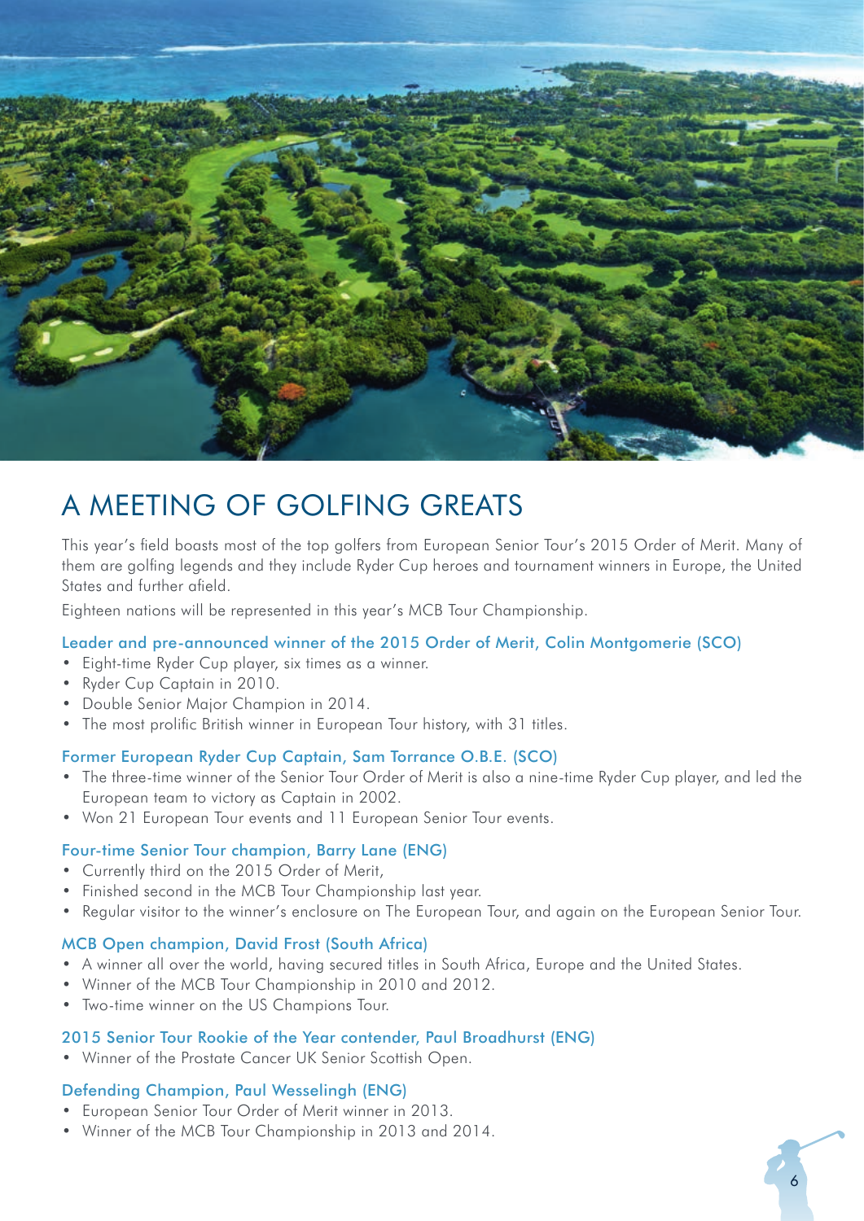# A MEETING OF GOLFING GREATS

This year's field boasts most of the top golfers from European Senior Tour's 2015 Order of Merit. Many of them are golfing legends and they include Ryder Cup heroes and tournament winners in Europe, the United States and further afield.

Eighteen nations will be represented in this year's MCB Tour Championship.

### Leader and pre-announced winner of the 2015 Order of Merit, Colin Montgomerie (SCO)

- Eight-time Ryder Cup player, six times as a winner.
- Ryder Cup Captain in 2010.
- Double Senior Major Champion in 2014.
- The most prolific British winner in European Tour history, with 31 titles.

### Former European Ryder Cup Captain, Sam Torrance O.B.E. (SCO)

- The three-time winner of the Senior Tour Order of Merit is also a nine-time Ryder Cup player, and led the European team to victory as Captain in 2002.
- Won 21 European Tour events and 11 European Senior Tour events.

### Four-time Senior Tour champion, Barry Lane (ENG)

- Currently third on the 2015 Order of Merit,
- Finished second in the MCB Tour Championship last year.
- Regular visitor to the winner's enclosure on The European Tour, and again on the European Senior Tour.

### MCB Open champion, David Frost (South Africa)

- A winner all over the world, having secured titles in South Africa, Europe and the United States.
- Winner of the MCB Tour Championship in 2010 and 2012.
- Two-time winner on the US Champions Tour.

### 2015 Senior Tour Rookie of the Year contender, Paul Broadhurst (ENG)

- Winner of the Prostate Cancer UK Senior Scottish Open.

### Defending Champion, Paul Wesselingh (ENG)

- European Senior Tour Order of Merit winner in 2013.
- Winner of the MCB Tour Championship in 2013 and 2014.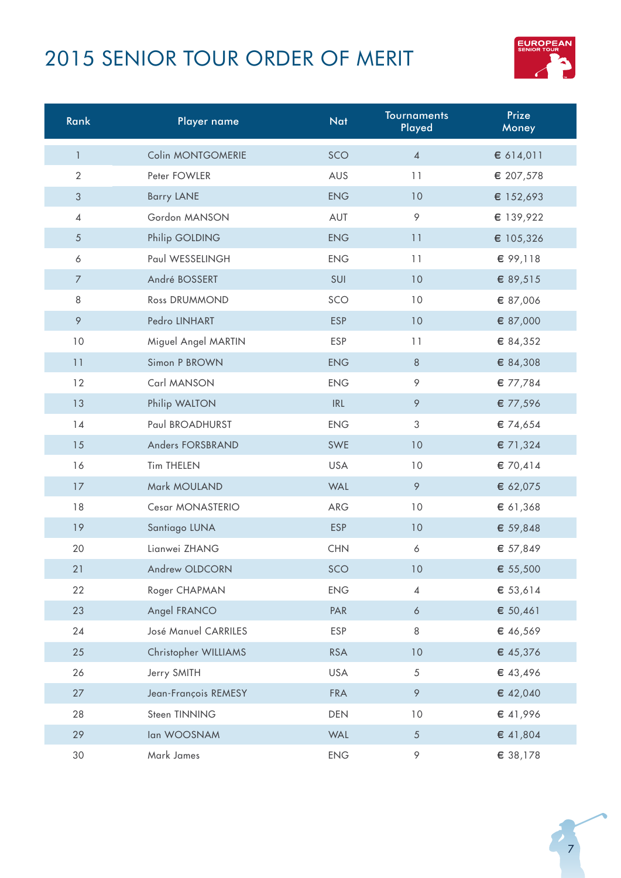# 2015 SENIOR TOUR ORDER OF MERIT

| Rank | Player name | Nat | Tournaments Played | Prize Money |
|---|---|---|---|---|
| 1 | Colin MONTGOMERIE | SCO | 4 | € 614,011 |
| 2 | Peter FOWLER | AUS | 11 | € 207,578 |
| 3 | Barry LANE | ENG | 10 | € 152,693 |
| 4 | Gordon MANSON | AUT | 9 | € 139,922 |
| 5 | Philip GOLDING | ENG | 11 | € 105,326 |
| 6 | Paul WESSELINGH | ENG | 11 | € 99,118 |
| 7 | André BOSSERT | SUI | 10 | € 89,515 |
| 8 | Ross DRUMMOND | SCO | 10 | € 87,006 |
| 9 | Pedro LINHART | ESP | 10 | € 87,000 |
| 10 | Miguel Angel MARTIN | ESP | 11 | € 84,352 |
| 11 | Simon P BROWN | ENG | 8 | € 84,308 |
| 12 | Carl MANSON | ENG | 9 | € 77,784 |
| 13 | Philip WALTON | IRL | 9 | € 77,596 |
| 14 | Paul BROADHURST | ENG | 3 | € 74,654 |
| 15 | Anders FORSBRAND | SWE | 10 | € 71,324 |
| 16 | Tim THELEN | USA | 10 | € 70,414 |
| 17 | Mark MOULAND | WAL | 9 | € 62,075 |
| 18 | Cesar MONASTERIO | ARG | 10 | € 61,368 |
| 19 | Santiago LUNA | ESP | 10 | € 59,848 |
| 20 | Lianwei ZHANG | CHN | 6 | € 57,849 |
| 21 | Andrew OLDCORN | SCO | 10 | € 55,500 |
| 22 | Roger CHAPMAN | ENG | 4 | € 53,614 |
| 23 | Angel FRANCO | PAR | 6 | € 50,461 |
| 24 | José Manuel CARRILES | ESP | 8 | € 46,569 |
| 25 | Christopher WILLIAMS | RSA | 10 | € 45,376 |
| 26 | Jerry SMITH | USA | 5 | € 43,496 |
| 27 | Jean-François REMESY | FRA | 9 | € 42,040 |
| 28 | Steen TINNING | DEN | 10 | € 41,996 |
| 29 | Ian WOOSNAM | WAL | 5 | € 41,804 |
| 30 | Mark James | ENG | 9 | € 38,178 |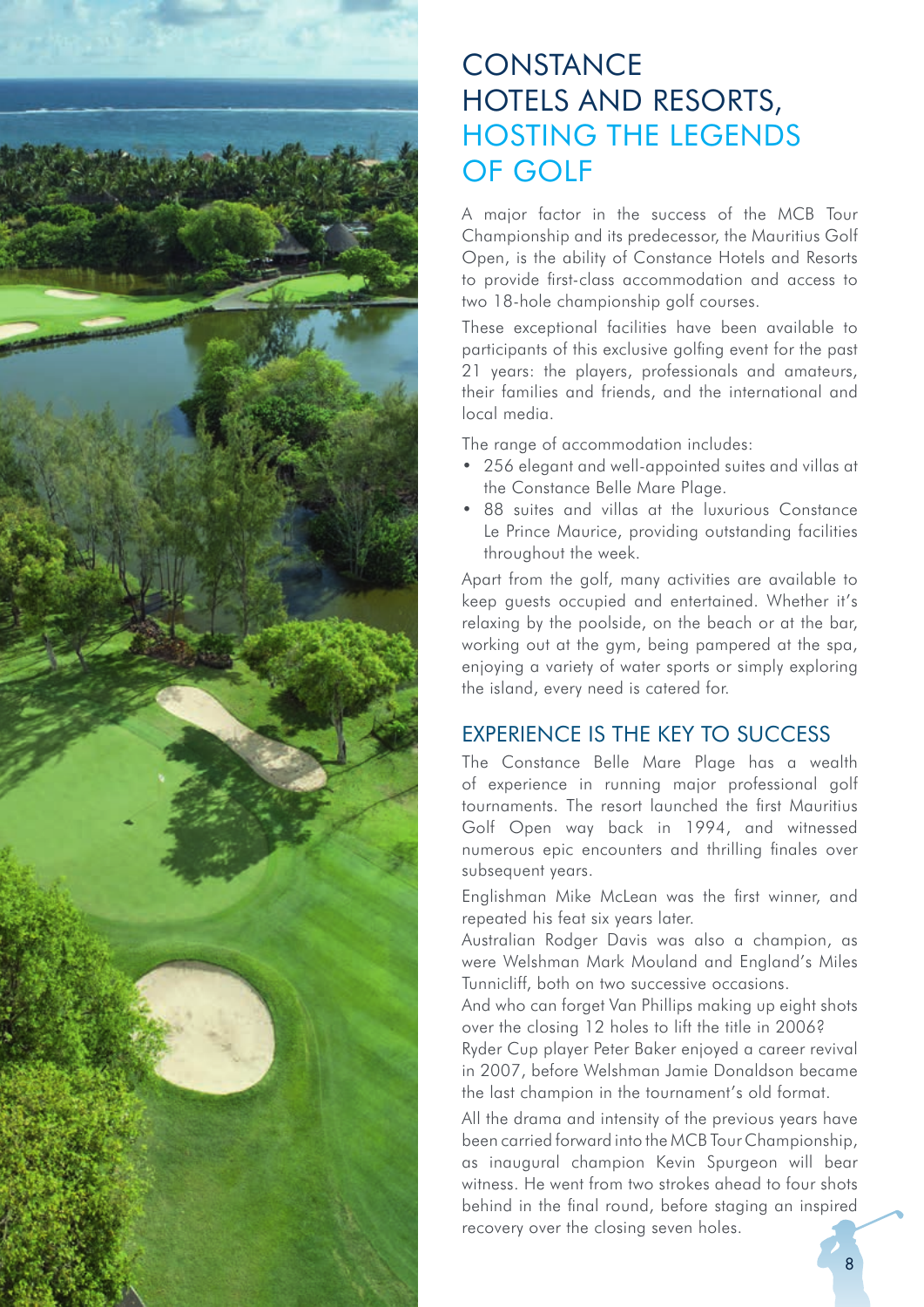# CONSTANCE HOTELS AND RESORTS, HOSTING THE LEGENDS OF GOLF

A major factor in the success of the MCB Tour Championship and its predecessor, the Mauritius Golf Open, is the ability of Constance Hotels and Resorts to provide first-class accommodation and access to two 18-hole championship golf courses.

These exceptional facilities have been available to participants of this exclusive golfing event for the past 21 years: the players, professionals and amateurs, their families and friends, and the international and local media.

The range of accommodation includes:

- 256 elegant and well-appointed suites and villas at the Constance Belle Mare Plage.
- 88 suites and villas at the luxurious Constance Le Prince Maurice, providing outstanding facilities throughout the week.

Apart from the golf, many activities are available to keep guests occupied and entertained. Whether it's relaxing by the poolside, on the beach or at the bar, working out at the gym, being pampered at the spa, enjoying a variety of water sports or simply exploring the island, every need is catered for.

## EXPERIENCE IS THE KEY TO SUCCESS

The Constance Belle Mare Plage has a wealth of experience in running major professional golf tournaments. The resort launched the first Mauritius Golf Open way back in 1994, and witnessed numerous epic encounters and thrilling finales over subsequent years.

Englishman Mike McLean was the first winner, and repeated his feat six years later.

Australian Rodger Davis was also a champion, as were Welshman Mark Mouland and England's Miles Tunnicliff, both on two successive occasions.

And who can forget Van Phillips making up eight shots over the closing 12 holes to lift the title in 2006?

Ryder Cup player Peter Baker enjoyed a career revival in 2007, before Welshman Jamie Donaldson became the last champion in the tournament's old format.

All the drama and intensity of the previous years have been carried forward into the MCB Tour Championship, as inaugural champion Kevin Spurgeon will bear witness. He went from two strokes ahead to four shots behind in the final round, before staging an inspired recovery over the closing seven holes.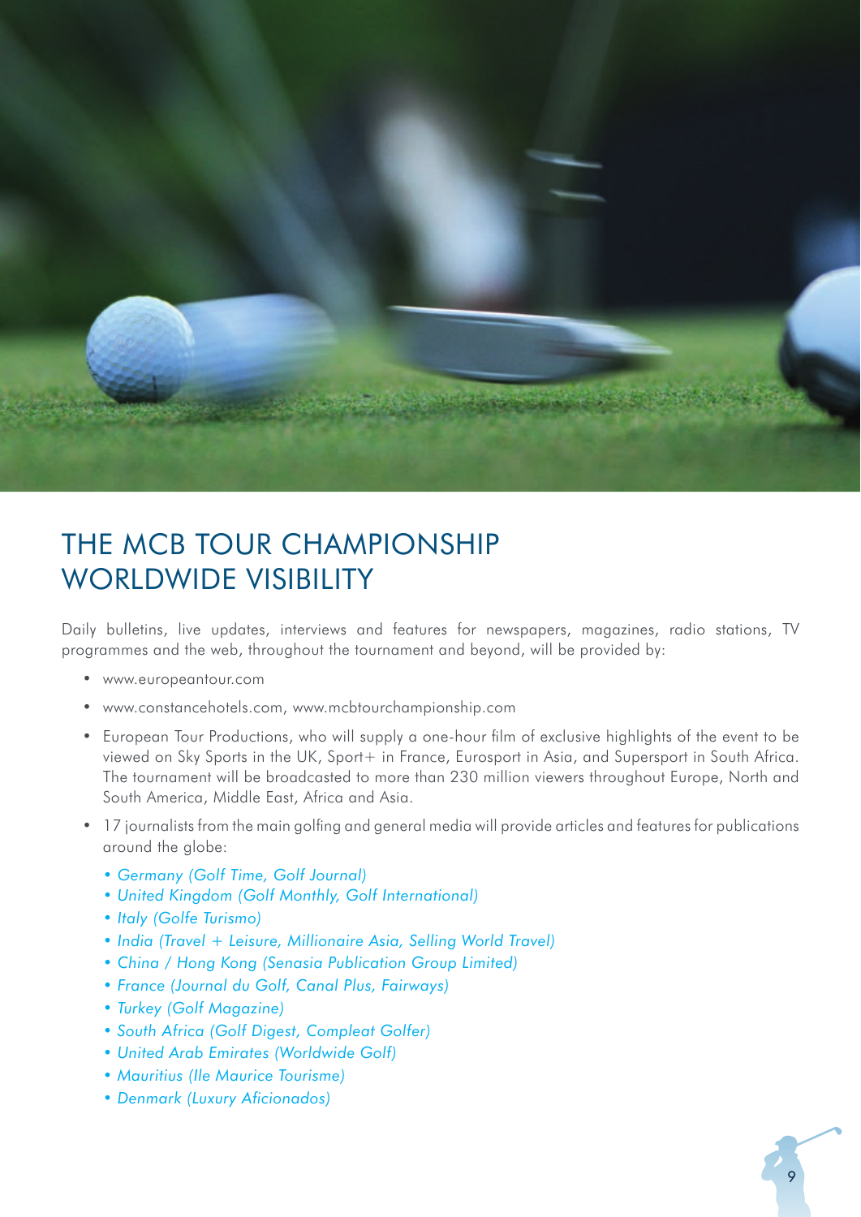# THE MCB TOUR CHAMPIONSHIP WORLDWIDE VISIBILITY

Daily bulletins, live updates, interviews and features for newspapers, magazines, radio stations, TV programmes and the web, throughout the tournament and beyond, will be provided by:

- www.europeantour.com
- www.constancehotels.com, www.mcbtourchampionship.com
- European Tour Productions, who will supply a one-hour film of exclusive highlights of the event to be viewed on Sky Sports in the UK, Sport+ in France, Eurosport in Asia, and Supersport in South Africa. The tournament will be broadcasted to more than 230 million viewers throughout Europe, North and South America, Middle East, Africa and Asia.
- 17 journalists from the main golfing and general media will provide articles and features for publications around the globe:
  - *Germany (Golf Time, Golf Journal)*
  - *United Kingdom (Golf Monthly, Golf International)*
  - *Italy (Golfe Turismo)*
  - *India (Travel + Leisure, Millionaire Asia, Selling World Travel)*
  - *China / Hong Kong (Senasia Publication Group Limited)*
  - *France (Journal du Golf, Canal Plus, Fairways)*
  - *Turkey (Golf Magazine)*
  - *South Africa (Golf Digest, Compleat Golfer)*
  - *United Arab Emirates (Worldwide Golf)*
  - *Mauritius (Ile Maurice Tourisme)*
  - *Denmark (Luxury Aficionados)*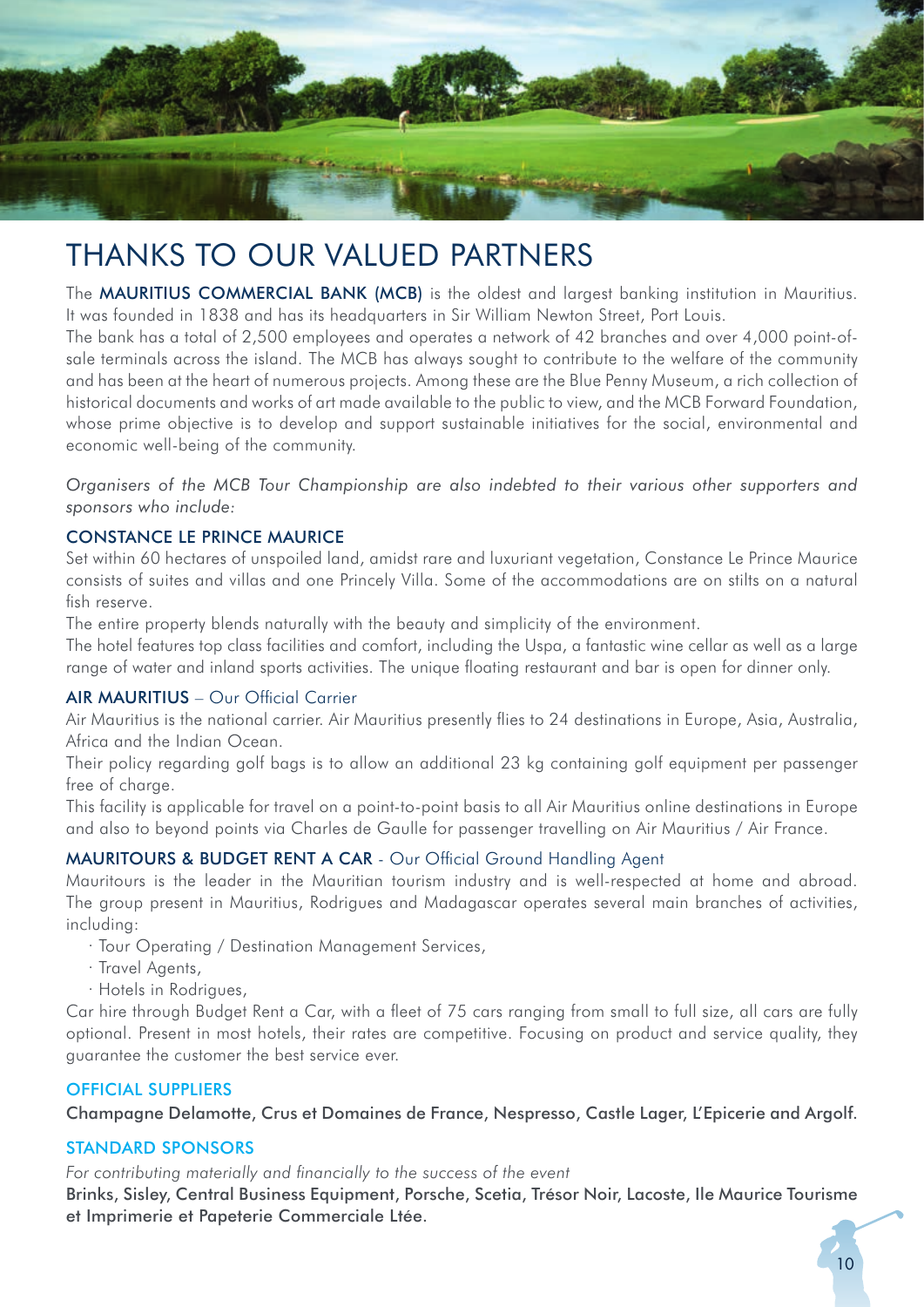# THANKS TO OUR VALUED PARTNERS

The **MAURITIUS COMMERCIAL BANK (MCB)** is the oldest and largest banking institution in Mauritius. It was founded in 1838 and has its headquarters in Sir William Newton Street, Port Louis.
The bank has a total of 2,500 employees and operates a network of 42 branches and over 4,000 point-of-sale terminals across the island. The MCB has always sought to contribute to the welfare of the community and has been at the heart of numerous projects. Among these are the Blue Penny Museum, a rich collection of historical documents and works of art made available to the public to view, and the MCB Forward Foundation, whose prime objective is to develop and support sustainable initiatives for the social, environmental and economic well-being of the community.

*Organisers of the MCB Tour Championship are also indebted to their various other supporters and sponsors who include:*

### CONSTANCE LE PRINCE MAURICE

Set within 60 hectares of unspoiled land, amidst rare and luxuriant vegetation, Constance Le Prince Maurice consists of suites and villas and one Princely Villa. Some of the accommodations are on stilts on a natural fish reserve.
The entire property blends naturally with the beauty and simplicity of the environment.
The hotel features top class facilities and comfort, including the Uspa, a fantastic wine cellar as well as a large range of water and inland sports activities. The unique floating restaurant and bar is open for dinner only.

### AIR MAURITIUS – Our Official Carrier

Air Mauritius is the national carrier. Air Mauritius presently flies to 24 destinations in Europe, Asia, Australia, Africa and the Indian Ocean.
Their policy regarding golf bags is to allow an additional 23 kg containing golf equipment per passenger free of charge.
This facility is applicable for travel on a point-to-point basis to all Air Mauritius online destinations in Europe and also to beyond points via Charles de Gaulle for passenger travelling on Air Mauritius / Air France.

### MAURITOURS & BUDGET RENT A CAR - Our Official Ground Handling Agent

Mauritours is the leader in the Mauritian tourism industry and is well-respected at home and abroad. The group present in Mauritius, Rodrigues and Madagascar operates several main branches of activities, including:

- Tour Operating / Destination Management Services,
- Travel Agents,
- Hotels in Rodrigues,

Car hire through Budget Rent a Car, with a fleet of 75 cars ranging from small to full size, all cars are fully optional. Present in most hotels, their rates are competitive. Focusing on product and service quality, they guarantee the customer the best service ever.

### OFFICIAL SUPPLIERS

Champagne Delamotte, Crus et Domaines de France, Nespresso, Castle Lager, L'Epicerie and Argolf.

### STANDARD SPONSORS

*For contributing materially and financially to the success of the event*

Brinks, Sisley, Central Business Equipment, Porsche, Scetia, Trésor Noir, Lacoste, Ile Maurice Tourisme et Imprimerie et Papeterie Commerciale Ltée.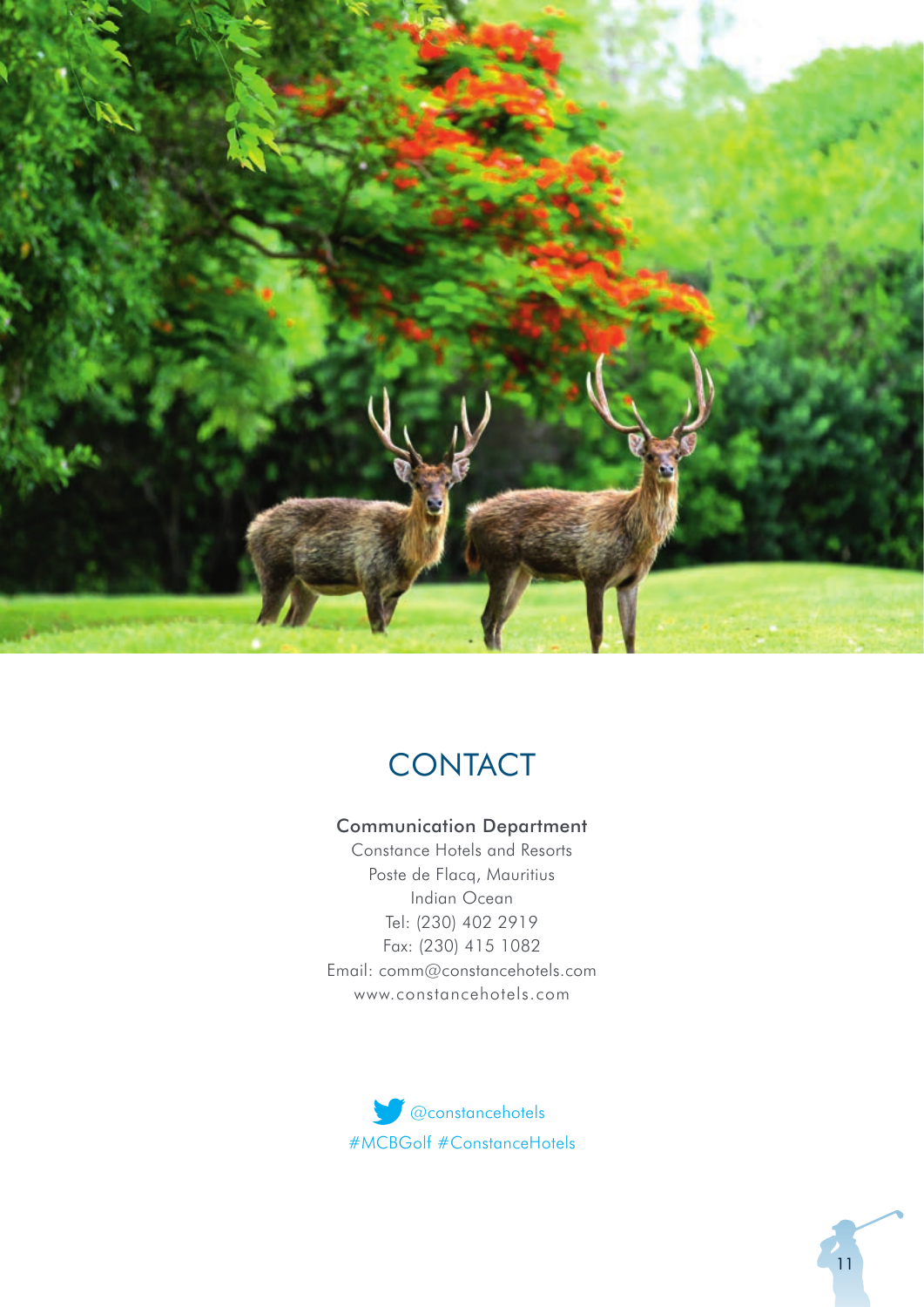# CONTACT

**Communication Department**

Constance Hotels and Resorts
Poste de Flacq, Mauritius
Indian Ocean
Tel: (230) 402 2919
Fax: (230) 415 1082
Email: comm@constancehotels.com
www.constancehotels.com

@constancehotels
#MCBGolf #ConstanceHotels